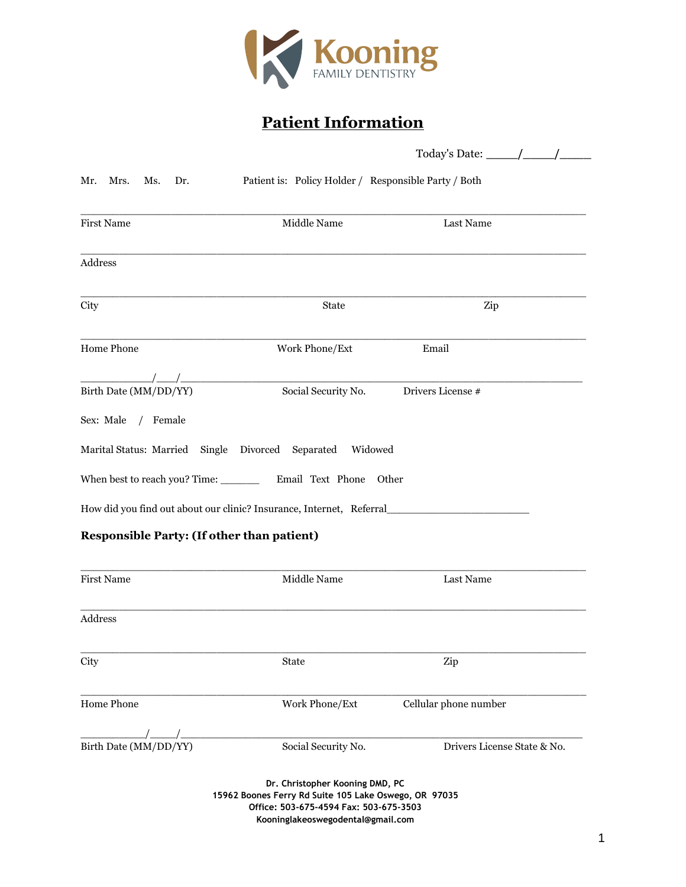Kooning
FAMILY DENTISTRY

# Patient Information

Today's Date: _____/_____/_____

Mr. Mrs. Ms. Dr. Patient is: Policy Holder / Responsible Party / Both

_______________________________________________________________________________
First Name Middle Name Last Name

_______________________________________________________________________________
Address

_______________________________________________________________________________
City State Zip

_______________________________________________________________________________
Home Phone Work Phone/Ext Email

___________/___/_____________________________________________________________
Birth Date (MM/DD/YY) Social Security No. Drivers License #

Sex: Male / Female

Marital Status: Married Single Divorced Separated Widowed

When best to reach you? Time: _______ Email Text Phone Other

How did you find out about our clinic? Insurance, Internet, Referral_______________________

**Responsible Party: (If other than patient)**

_______________________________________________________________________________
First Name Middle Name Last Name

_______________________________________________________________________________
Address

_______________________________________________________________________________
City State Zip

_______________________________________________________________________________
Home Phone Work Phone/Ext Cellular phone number

___________/_____/___________________________________________________________
Birth Date (MM/DD/YY) Social Security No. Drivers License State & No.

**Dr. Christopher Kooning DMD, PC**
**15962 Boones Ferry Rd Suite 105 Lake Oswego, OR 97035**
**Office: 503-675-4594 Fax: 503-675-3503**
**Kooninglakeoswegodental@gmail.com**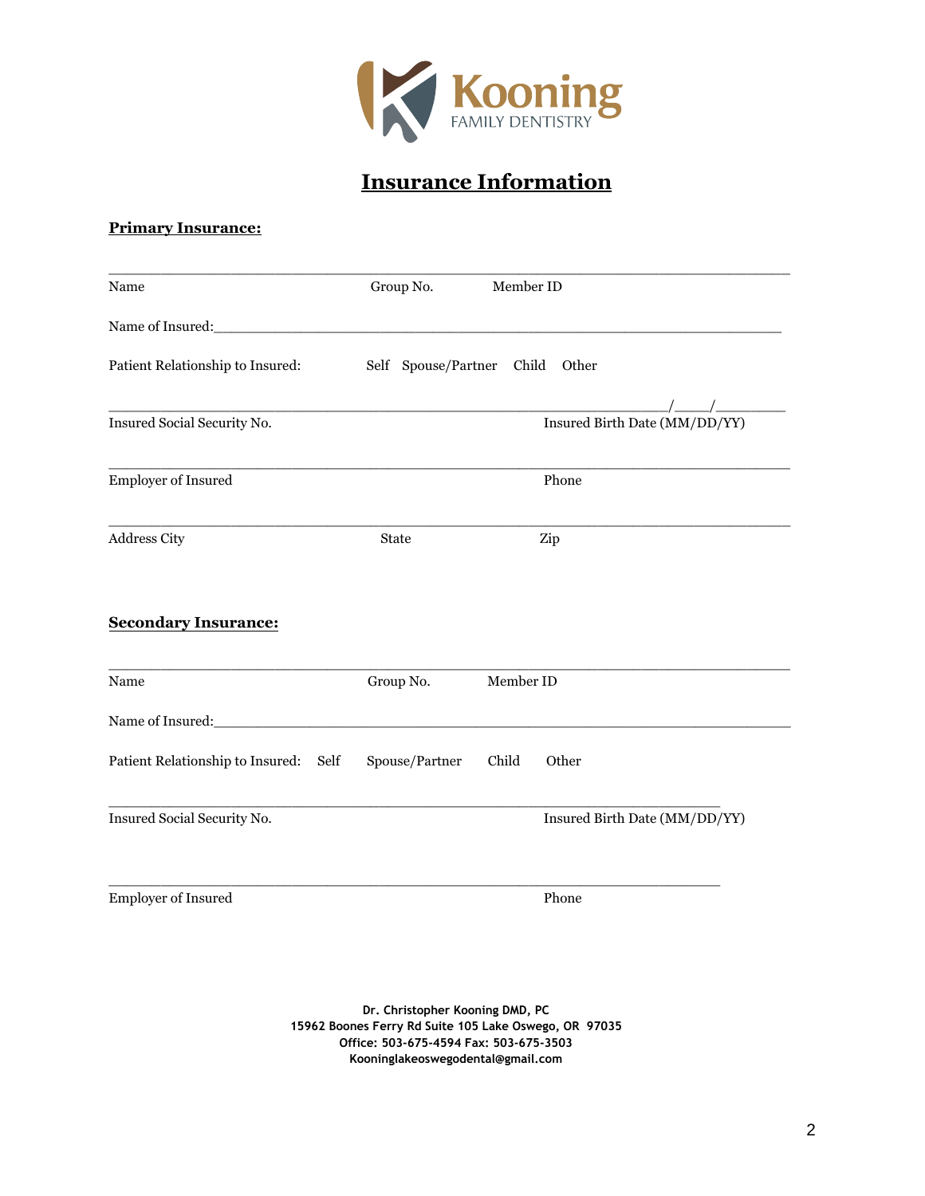Kooning
FAMILY DENTISTRY

# Insurance Information

**Primary Insurance:**

_______________________________________________________________________________

Name Group No. Member ID

Name of Insured:_______________________________________________________________

Patient Relationship to Insured: Self Spouse/Partner Child Other

_______________________________________________________________/____/________

Insured Social Security No. Insured Birth Date (MM/DD/YY)

_______________________________________________________________________________

Employer of Insured Phone

_______________________________________________________________________________

Address City State Zip

**Secondary Insurance:**

_______________________________________________________________________________

Name Group No. Member ID

Name of Insured:_______________________________________________________________

Patient Relationship to Insured: Self Spouse/Partner Child Other

_______________________________________________________________________

Insured Social Security No. Insured Birth Date (MM/DD/YY)

_______________________________________________________________________

Employer of Insured Phone

**Dr. Christopher Kooning DMD, PC**
**15962 Boones Ferry Rd Suite 105 Lake Oswego, OR 97035**
**Office: 503-675-4594 Fax: 503-675-3503**
**Kooninglakeoswegodental@gmail.com**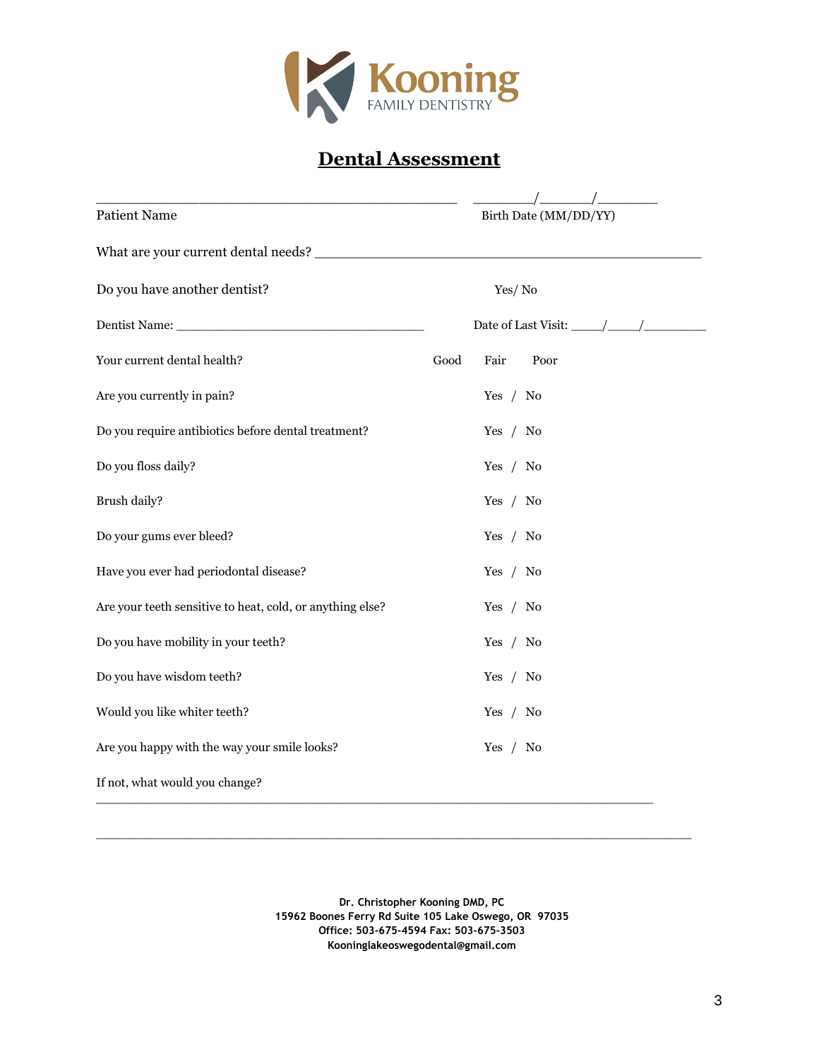Kooning
FAMILY DENTISTRY

# Dental Assessment

_______________________________________________ ________/_______/________

Patient Name Birth Date (MM/DD/YY)

What are your current dental needs? ______________________________________________________

Do you have another dentist? Yes/ No

Dentist Name: ___________________________________ Date of Last Visit: _____/_____/_________

Your current dental health? Good Fair Poor

Are you currently in pain? Yes / No

Do you require antibiotics before dental treatment? Yes / No

Do you floss daily? Yes / No

Brush daily? Yes / No

Do your gums ever bleed? Yes / No

Have you ever had periodontal disease? Yes / No

Are your teeth sensitive to heat, cold, or anything else? Yes / No

Do you have mobility in your teeth? Yes / No

Do you have wisdom teeth? Yes / No

Would you like whiter teeth? Yes / No

Are you happy with the way your smile looks? Yes / No

If not, what would you change?
_____________________________________________________________________________

_____________________________________________________________________________

**Dr. Christopher Kooning DMD, PC**
**15962 Boones Ferry Rd Suite 105 Lake Oswego, OR 97035**
**Office: 503-675-4594 Fax: 503-675-3503**
**Kooninglakeoswegodental@gmail.com**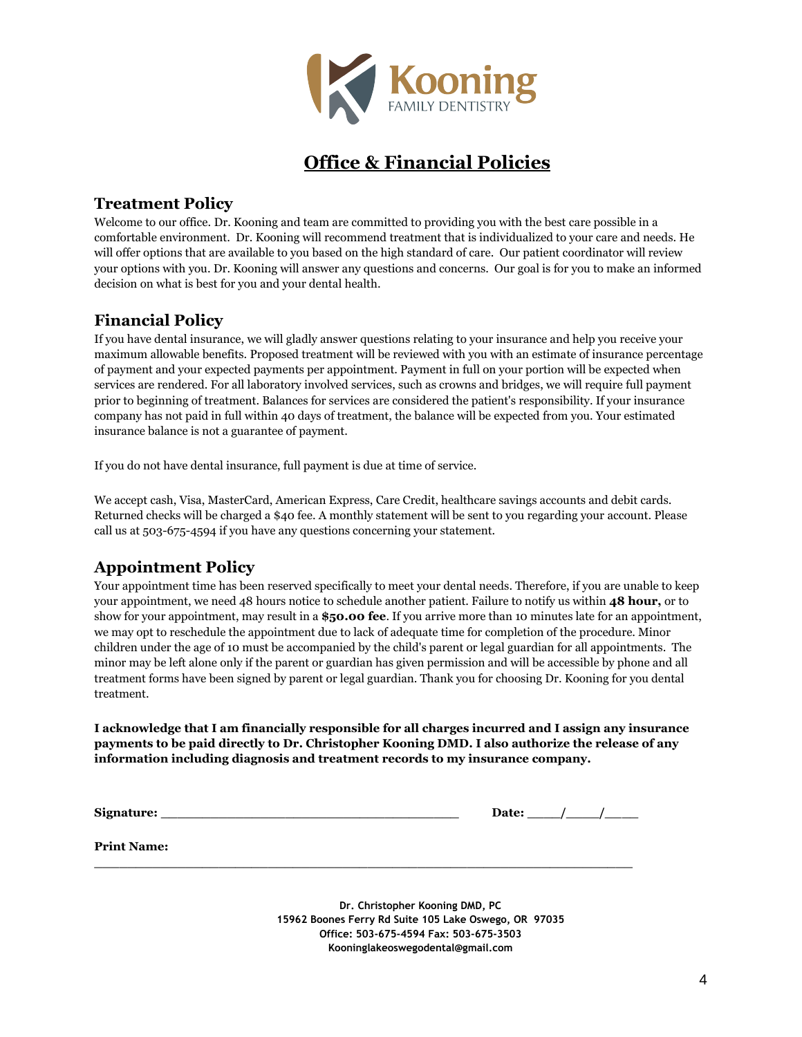Kooning
FAMILY DENTISTRY

# Office & Financial Policies

## Treatment Policy

Welcome to our office. Dr. Kooning and team are committed to providing you with the best care possible in a comfortable environment. Dr. Kooning will recommend treatment that is individualized to your care and needs. He will offer options that are available to you based on the high standard of care. Our patient coordinator will review your options with you. Dr. Kooning will answer any questions and concerns. Our goal is for you to make an informed decision on what is best for you and your dental health.

## Financial Policy

If you have dental insurance, we will gladly answer questions relating to your insurance and help you receive your maximum allowable benefits. Proposed treatment will be reviewed with you with an estimate of insurance percentage of payment and your expected payments per appointment. Payment in full on your portion will be expected when services are rendered. For all laboratory involved services, such as crowns and bridges, we will require full payment prior to beginning of treatment. Balances for services are considered the patient's responsibility. If your insurance company has not paid in full within 40 days of treatment, the balance will be expected from you. Your estimated insurance balance is not a guarantee of payment.

If you do not have dental insurance, full payment is due at time of service.

We accept cash, Visa, MasterCard, American Express, Care Credit, healthcare savings accounts and debit cards. Returned checks will be charged a $40 fee. A monthly statement will be sent to you regarding your account. Please call us at 503-675-4594 if you have any questions concerning your statement.

## Appointment Policy

Your appointment time has been reserved specifically to meet your dental needs. Therefore, if you are unable to keep your appointment, we need 48 hours notice to schedule another patient. Failure to notify us within **48 hour,** or to show for your appointment, may result in a **$50.00 fee**. If you arrive more than 10 minutes late for an appointment, we may opt to reschedule the appointment due to lack of adequate time for completion of the procedure. Minor children under the age of 10 must be accompanied by the child's parent or legal guardian for all appointments. The minor may be left alone only if the parent or guardian has given permission and will be accessible by phone and all treatment forms have been signed by parent or legal guardian. Thank you for choosing Dr. Kooning for you dental treatment.

**I acknowledge that I am financially responsible for all charges incurred and I assign any insurance payments to be paid directly to Dr. Christopher Kooning DMD. I also authorize the release of any information including diagnosis and treatment records to my insurance company.**

**Signature:** ________________________________________ **Date:** _____/_____/_____

**Print Name:** ________________________________________________________________________

**Dr. Christopher Kooning DMD, PC**
**15962 Boones Ferry Rd Suite 105 Lake Oswego, OR 97035**
**Office: 503-675-4594 Fax: 503-675-3503**
**Kooninglakeoswegodental@gmail.com**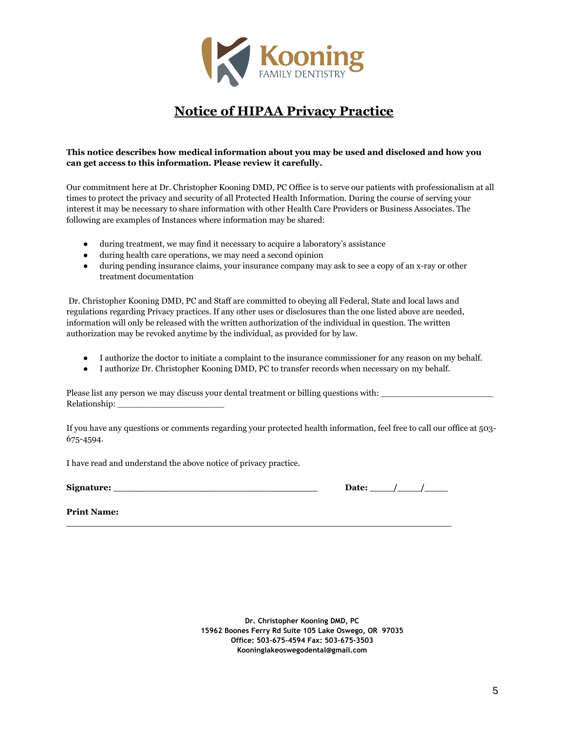Kooning
FAMILY DENTISTRY

# Notice of HIPAA Privacy Practice

**This notice describes how medical information about you may be used and disclosed and how you can get access to this information. Please review it carefully.**

Our commitment here at Dr. Christopher Kooning DMD, PC Office is to serve our patients with professionalism at all times to protect the privacy and security of all Protected Health Information. During the course of serving your interest it may be necessary to share information with other Health Care Providers or Business Associates. The following are examples of Instances where information may be shared:

- during treatment, we may find it necessary to acquire a laboratory's assistance
- during health care operations, we may need a second opinion
- during pending insurance claims, your insurance company may ask to see a copy of an x-ray or other treatment documentation

Dr. Christopher Kooning DMD, PC and Staff are committed to obeying all Federal, State and local laws and regulations regarding Privacy practices. If any other uses or disclosures than the one listed above are needed, information will only be released with the written authorization of the individual in question. The written authorization may be revoked anytime by the individual, as provided for by law.

- I authorize the doctor to initiate a complaint to the insurance commissioner for any reason on my behalf.
- I authorize Dr. Christopher Kooning DMD, PC to transfer records when necessary on my behalf.

Please list any person we may discuss your dental treatment or billing questions with: ______________________
Relationship: ____________________

If you have any questions or comments regarding your protected health information, feel free to call our office at 503-675-4594.

I have read and understand the above notice of privacy practice.

**Signature:** ______________________________________ **Date:** ____/____/____

**Print Name:** ________________________________________________________________________

**Dr. Christopher Kooning DMD, PC**
**15962 Boones Ferry Rd Suite 105 Lake Oswego, OR 97035**
**Office: 503-675-4594 Fax: 503-675-3503**
**Kooninglakeoswegodental@gmail.com**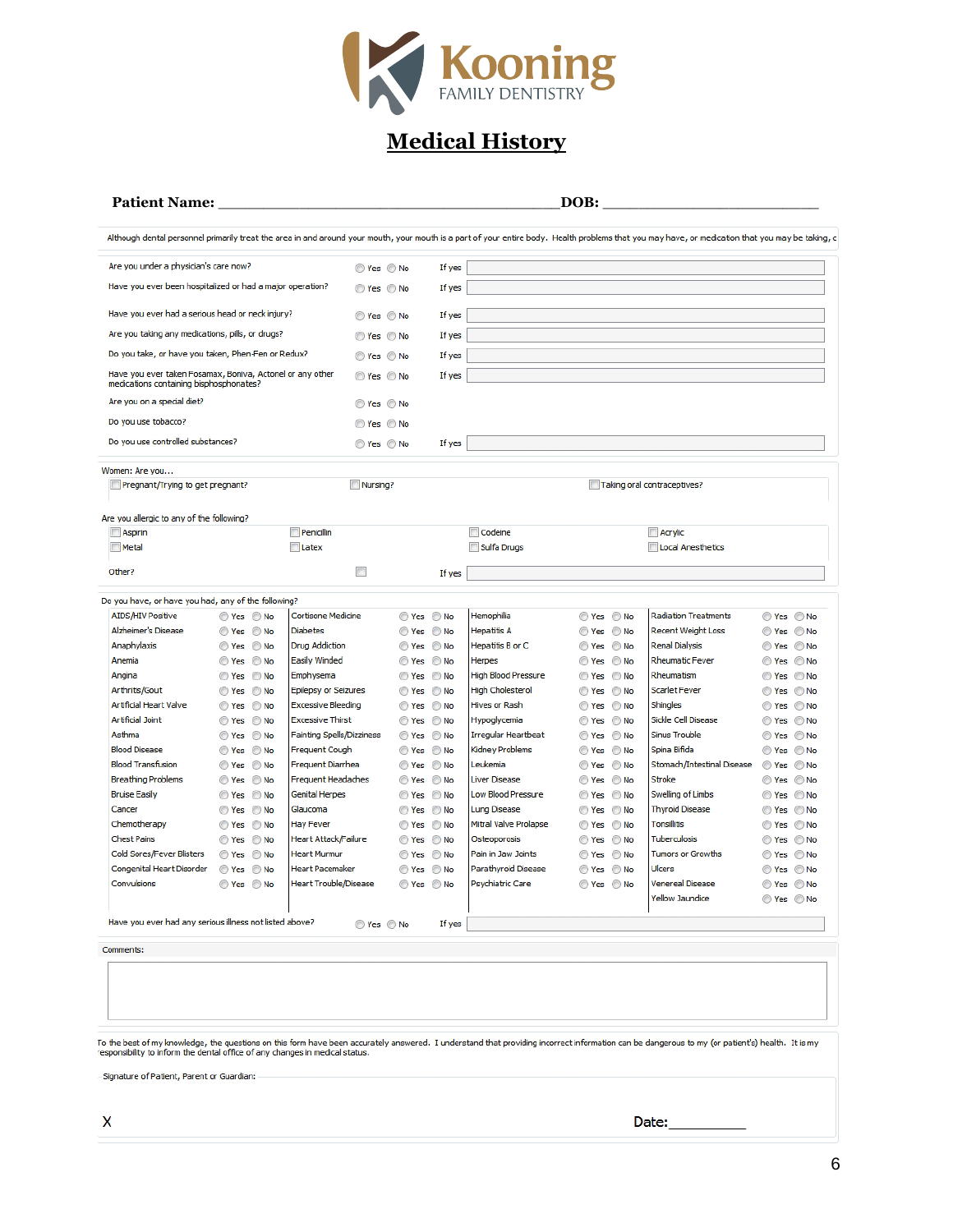Kooning
FAMILY DENTISTRY

# Medical History

**Patient Name:** ________________________________________**DOB:** _________________________

Although dental personnel primarily treat the area in and around your mouth, your mouth is a part of your entire body. Health problems that you may have, or medication that you may be taking, c

| Question | | If yes |
|---|---|---|
| Are you under a physician's care now? | Yes / No | If yes |
| Have you ever been hospitalized or had a major operation? | Yes / No | If yes |
| Have you ever had a serious head or neck injury? | Yes / No | If yes |
| Are you taking any medications, pills, or drugs? | Yes / No | If yes |
| Do you take, or have you taken, Phen-Fen or Redux? | Yes / No | If yes |
| Have you ever taken Fosamax, Boniva, Actonel or any other medications containing bisphosphonates? | Yes / No | If yes |
| Are you on a special diet? | Yes / No | |
| Do you use tobacco? | Yes / No | |
| Do you use controlled substances? | Yes / No | If yes |

Women: Are you...

- [ ] Pregnant/Trying to get pregnant?
- [ ] Nursing?
- [ ] Taking oral contraceptives?

Are you allergic to any of the following?

- [ ] Aspirin
- [ ] Penicillin
- [ ] Codeine
- [ ] Acrylic
- [ ] Metal
- [ ] Latex
- [ ] Sulfa Drugs
- [ ] Local Anesthetics

Other? [ ] If yes ____________

Do you have, or have you had, any of the following?

| Condition | | Condition | | Condition | | Condition | |
|---|---|---|---|---|---|---|---|
| AIDS/HIV Positive | Yes / No | Cortisone Medicine | Yes / No | Hemophilia | Yes / No | Radiation Treatments | Yes / No |
| Alzheimer's Disease | Yes / No | Diabetes | Yes / No | Hepatitis A | Yes / No | Recent Weight Loss | Yes / No |
| Anaphylaxis | Yes / No | Drug Addiction | Yes / No | Hepatitis B or C | Yes / No | Renal Dialysis | Yes / No |
| Anemia | Yes / No | Easily Winded | Yes / No | Herpes | Yes / No | Rheumatic Fever | Yes / No |
| Angina | Yes / No | Emphysema | Yes / No | High Blood Pressure | Yes / No | Rheumatism | Yes / No |
| Arthritis/Gout | Yes / No | Epilepsy or Seizures | Yes / No | High Cholesterol | Yes / No | Scarlet Fever | Yes / No |
| Artificial Heart Valve | Yes / No | Excessive Bleeding | Yes / No | Hives or Rash | Yes / No | Shingles | Yes / No |
| Artificial Joint | Yes / No | Excessive Thirst | Yes / No | Hypoglycemia | Yes / No | Sickle Cell Disease | Yes / No |
| Asthma | Yes / No | Fainting Spells/Dizziness | Yes / No | Irregular Heartbeat | Yes / No | Sinus Trouble | Yes / No |
| Blood Disease | Yes / No | Frequent Cough | Yes / No | Kidney Problems | Yes / No | Spina Bifida | Yes / No |
| Blood Transfusion | Yes / No | Frequent Diarrhea | Yes / No | Leukemia | Yes / No | Stomach/Intestinal Disease | Yes / No |
| Breathing Problems | Yes / No | Frequent Headaches | Yes / No | Liver Disease | Yes / No | Stroke | Yes / No |
| Bruise Easily | Yes / No | Genital Herpes | Yes / No | Low Blood Pressure | Yes / No | Swelling of Limbs | Yes / No |
| Cancer | Yes / No | Glaucoma | Yes / No | Lung Disease | Yes / No | Thyroid Disease | Yes / No |
| Chemotherapy | Yes / No | Hay Fever | Yes / No | Mitral Valve Prolapse | Yes / No | Tonsillitis | Yes / No |
| Chest Pains | Yes / No | Heart Attack/Failure | Yes / No | Osteoporosis | Yes / No | Tuberculosis | Yes / No |
| Cold Sores/Fever Blisters | Yes / No | Heart Murmur | Yes / No | Pain in Jaw Joints | Yes / No | Tumors or Growths | Yes / No |
| Congenital Heart Disorder | Yes / No | Heart Pacemaker | Yes / No | Parathyroid Disease | Yes / No | Ulcers | Yes / No |
| Convulsions | Yes / No | Heart Trouble/Disease | Yes / No | Psychiatric Care | Yes / No | Venereal Disease | Yes / No |
| | | | | | | Yellow Jaundice | Yes / No |

Have you ever had any serious illness not listed above? Yes / No If yes ____________

Comments:

To the best of my knowledge, the questions on this form have been accurately answered. I understand that providing incorrect information can be dangerous to my (or patient's) health. It is my responsibility to inform the dental office of any changes in medical status.

Signature of Patient, Parent or Guardian:

X Date:__________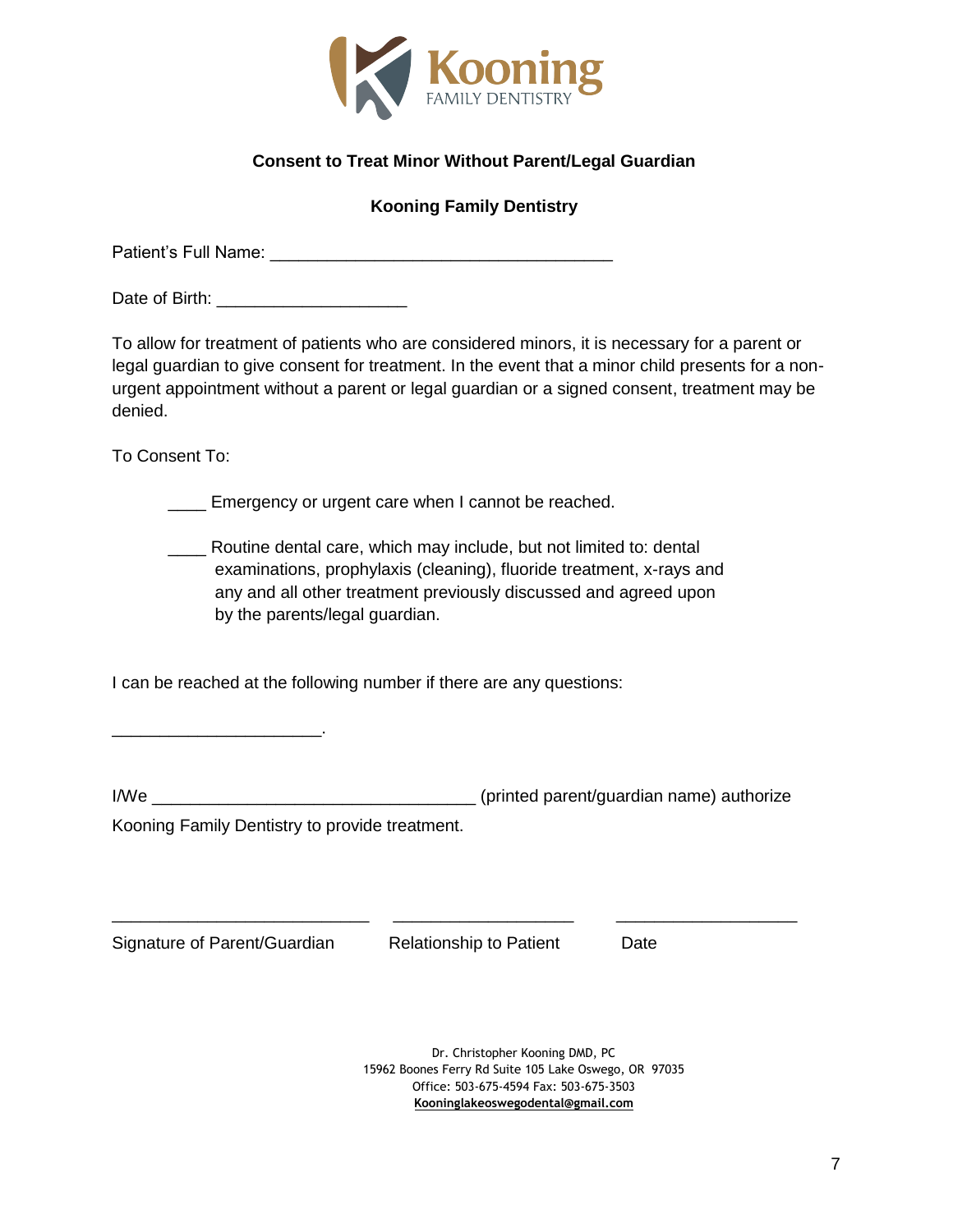Kooning
FAMILY DENTISTRY

**Consent to Treat Minor Without Parent/Legal Guardian**

**Kooning Family Dentistry**

Patient's Full Name: ___________________________________

Date of Birth: ___________________

To allow for treatment of patients who are considered minors, it is necessary for a parent or legal guardian to give consent for treatment. In the event that a minor child presents for a non-urgent appointment without a parent or legal guardian or a signed consent, treatment may be denied.

To Consent To:

____ Emergency or urgent care when I cannot be reached.

____ Routine dental care, which may include, but not limited to: dental examinations, prophylaxis (cleaning), fluoride treatment, x-rays and any and all other treatment previously discussed and agreed upon by the parents/legal guardian.

I can be reached at the following number if there are any questions:

_____________________.

I/We _________________________________ (printed parent/guardian name) authorize Kooning Family Dentistry to provide treatment.

___________________________ ___________________ ___________________

Signature of Parent/Guardian Relationship to Patient Date

Dr. Christopher Kooning DMD, PC
15962 Boones Ferry Rd Suite 105 Lake Oswego, OR 97035
Office: 503-675-4594 Fax: 503-675-3503
**Kooninglakeoswegodental@gmail.com**